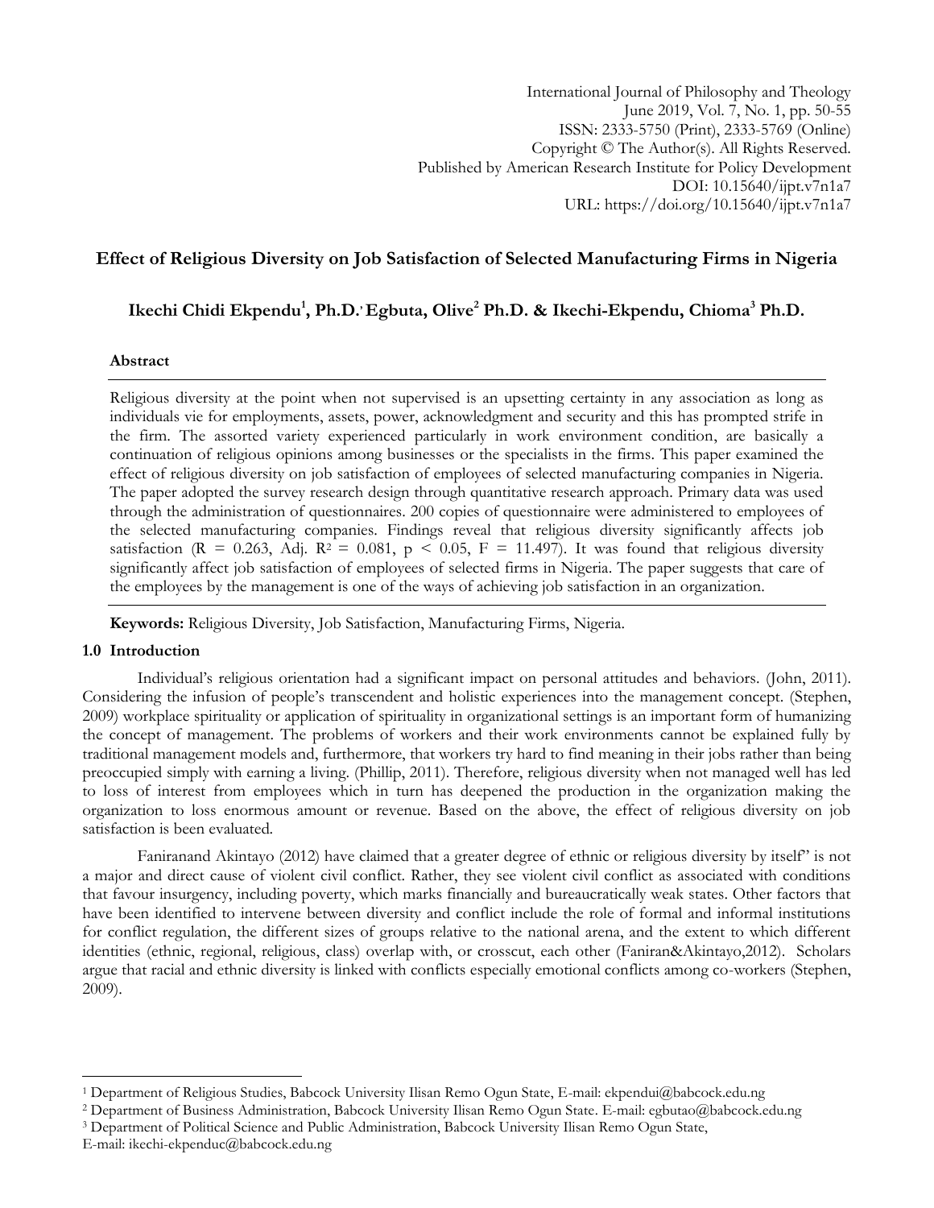# Effect of Religious Diversity on Job Satisfaction of Selected Manufacturing Firms in Nigeria

**Ikechi Chidi Ekpendu[1], Ph.D.· Egbuta, Olive[2] Ph.D. & Ikechi-Ekpendu, Chioma[3] Ph.D.**

## Abstract

Religious diversity at the point when not supervised is an upsetting certainty in any association as long as individuals vie for employments, assets, power, acknowledgment and security and this has prompted strife in the firm. The assorted variety experienced particularly in work environment condition, are basically a continuation of religious opinions among businesses or the specialists in the firms. This paper examined the effect of religious diversity on job satisfaction of employees of selected manufacturing companies in Nigeria. The paper adopted the survey research design through quantitative research approach. Primary data was used through the administration of questionnaires. 200 copies of questionnaire were administered to employees of the selected manufacturing companies. Findings reveal that religious diversity significantly affects job satisfaction ($R = 0.263$, Adj. $R^2 = 0.081$, $p < 0.05$, $F = 11.497$). It was found that religious diversity significantly affect job satisfaction of employees of selected firms in Nigeria. The paper suggests that care of the employees by the management is one of the ways of achieving job satisfaction in an organization.

**Keywords:** Religious Diversity, Job Satisfaction, Manufacturing Firms, Nigeria.

## 1.0 Introduction

Individual's religious orientation had a significant impact on personal attitudes and behaviors. (John, 2011). Considering the infusion of people's transcendent and holistic experiences into the management concept. (Stephen, 2009) workplace spirituality or application of spirituality in organizational settings is an important form of humanizing the concept of management. The problems of workers and their work environments cannot be explained fully by traditional management models and, furthermore, that workers try hard to find meaning in their jobs rather than being preoccupied simply with earning a living. (Phillip, 2011). Therefore, religious diversity when not managed well has led to loss of interest from employees which in turn has deepened the production in the organization making the organization to loss enormous amount or revenue. Based on the above, the effect of religious diversity on job satisfaction is been evaluated.

Faniranand Akintayo (2012) have claimed that a greater degree of ethnic or religious diversity by itself" is not a major and direct cause of violent civil conflict. Rather, they see violent civil conflict as associated with conditions that favour insurgency, including poverty, which marks financially and bureaucratically weak states. Other factors that have been identified to intervene between diversity and conflict include the role of formal and informal institutions for conflict regulation, the different sizes of groups relative to the national arena, and the extent to which different identities (ethnic, regional, religious, class) overlap with, or crosscut, each other (Faniran&Akintayo,2012). Scholars argue that racial and ethnic diversity is linked with conflicts especially emotional conflicts among co-workers (Stephen, 2009).

---

[1] Department of Religious Studies, Babcock University Ilisan Remo Ogun State, E-mail: ekpendui@babcock.edu.ng

[2] Department of Business Administration, Babcock University Ilisan Remo Ogun State. E-mail: egbutao@babcock.edu.ng

[3] Department of Political Science and Public Administration, Babcock University Ilisan Remo Ogun State, E-mail: ikechi-ekpenduc@babcock.edu.ng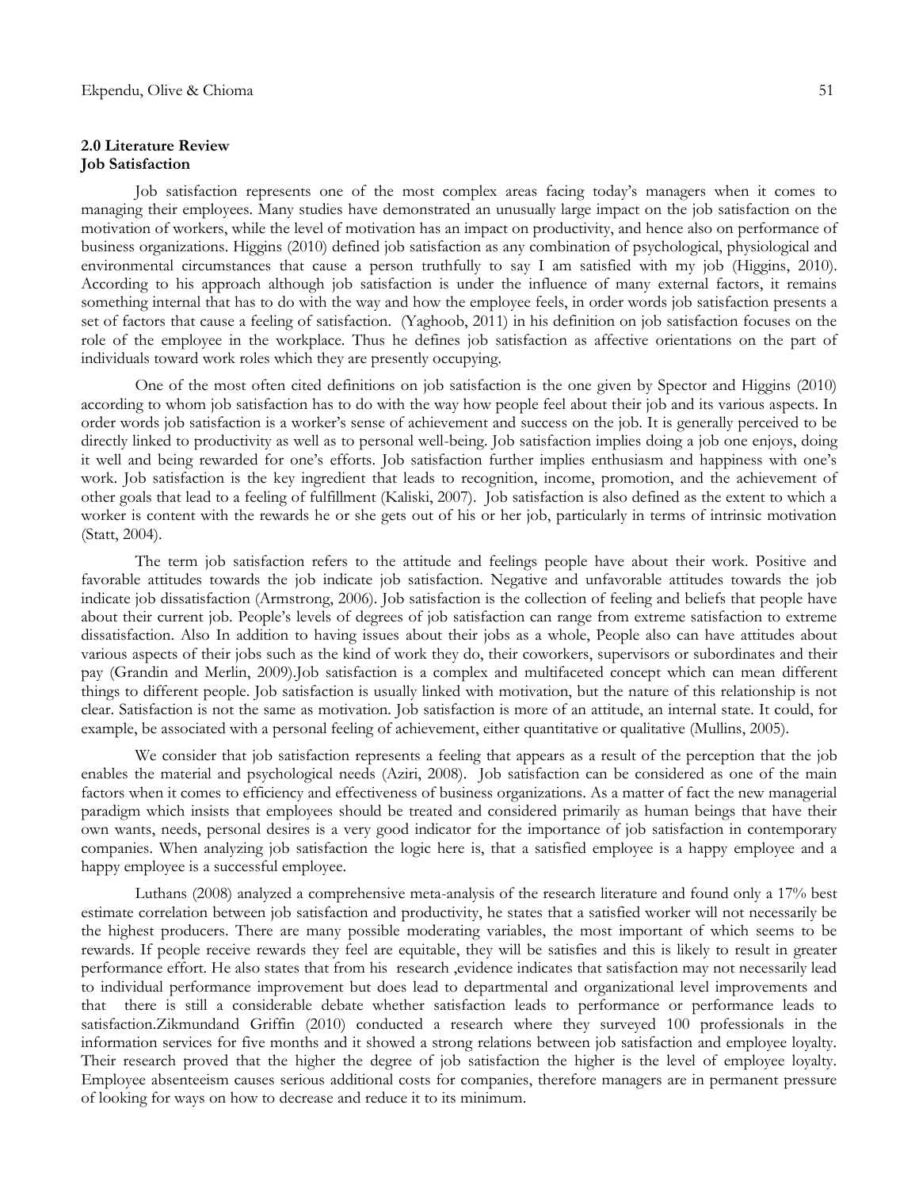## 2.0 Literature Review

### Job Satisfaction

Job satisfaction represents one of the most complex areas facing today's managers when it comes to managing their employees. Many studies have demonstrated an unusually large impact on the job satisfaction on the motivation of workers, while the level of motivation has an impact on productivity, and hence also on performance of business organizations. Higgins (2010) defined job satisfaction as any combination of psychological, physiological and environmental circumstances that cause a person truthfully to say I am satisfied with my job (Higgins, 2010). According to his approach although job satisfaction is under the influence of many external factors, it remains something internal that has to do with the way and how the employee feels, in order words job satisfaction presents a set of factors that cause a feeling of satisfaction. (Yaghoob, 2011) in his definition on job satisfaction focuses on the role of the employee in the workplace. Thus he defines job satisfaction as affective orientations on the part of individuals toward work roles which they are presently occupying.

One of the most often cited definitions on job satisfaction is the one given by Spector and Higgins (2010) according to whom job satisfaction has to do with the way how people feel about their job and its various aspects. In order words job satisfaction is a worker's sense of achievement and success on the job. It is generally perceived to be directly linked to productivity as well as to personal well-being. Job satisfaction implies doing a job one enjoys, doing it well and being rewarded for one's efforts. Job satisfaction further implies enthusiasm and happiness with one's work. Job satisfaction is the key ingredient that leads to recognition, income, promotion, and the achievement of other goals that lead to a feeling of fulfillment (Kaliski, 2007). Job satisfaction is also defined as the extent to which a worker is content with the rewards he or she gets out of his or her job, particularly in terms of intrinsic motivation (Statt, 2004).

The term job satisfaction refers to the attitude and feelings people have about their work. Positive and favorable attitudes towards the job indicate job satisfaction. Negative and unfavorable attitudes towards the job indicate job dissatisfaction (Armstrong, 2006). Job satisfaction is the collection of feeling and beliefs that people have about their current job. People's levels of degrees of job satisfaction can range from extreme satisfaction to extreme dissatisfaction. Also In addition to having issues about their jobs as a whole, People also can have attitudes about various aspects of their jobs such as the kind of work they do, their coworkers, supervisors or subordinates and their pay (Grandin and Merlin, 2009).Job satisfaction is a complex and multifaceted concept which can mean different things to different people. Job satisfaction is usually linked with motivation, but the nature of this relationship is not clear. Satisfaction is not the same as motivation. Job satisfaction is more of an attitude, an internal state. It could, for example, be associated with a personal feeling of achievement, either quantitative or qualitative (Mullins, 2005).

We consider that job satisfaction represents a feeling that appears as a result of the perception that the job enables the material and psychological needs (Aziri, 2008). Job satisfaction can be considered as one of the main factors when it comes to efficiency and effectiveness of business organizations. As a matter of fact the new managerial paradigm which insists that employees should be treated and considered primarily as human beings that have their own wants, needs, personal desires is a very good indicator for the importance of job satisfaction in contemporary companies. When analyzing job satisfaction the logic here is, that a satisfied employee is a happy employee and a happy employee is a successful employee.

Luthans (2008) analyzed a comprehensive meta-analysis of the research literature and found only a 17% best estimate correlation between job satisfaction and productivity, he states that a satisfied worker will not necessarily be the highest producers. There are many possible moderating variables, the most important of which seems to be rewards. If people receive rewards they feel are equitable, they will be satisfies and this is likely to result in greater performance effort. He also states that from his research ,evidence indicates that satisfaction may not necessarily lead to individual performance improvement but does lead to departmental and organizational level improvements and that there is still a considerable debate whether satisfaction leads to performance or performance leads to satisfaction.Zikmundand Griffin (2010) conducted a research where they surveyed 100 professionals in the information services for five months and it showed a strong relations between job satisfaction and employee loyalty. Their research proved that the higher the degree of job satisfaction the higher is the level of employee loyalty. Employee absenteeism causes serious additional costs for companies, therefore managers are in permanent pressure of looking for ways on how to decrease and reduce it to its minimum.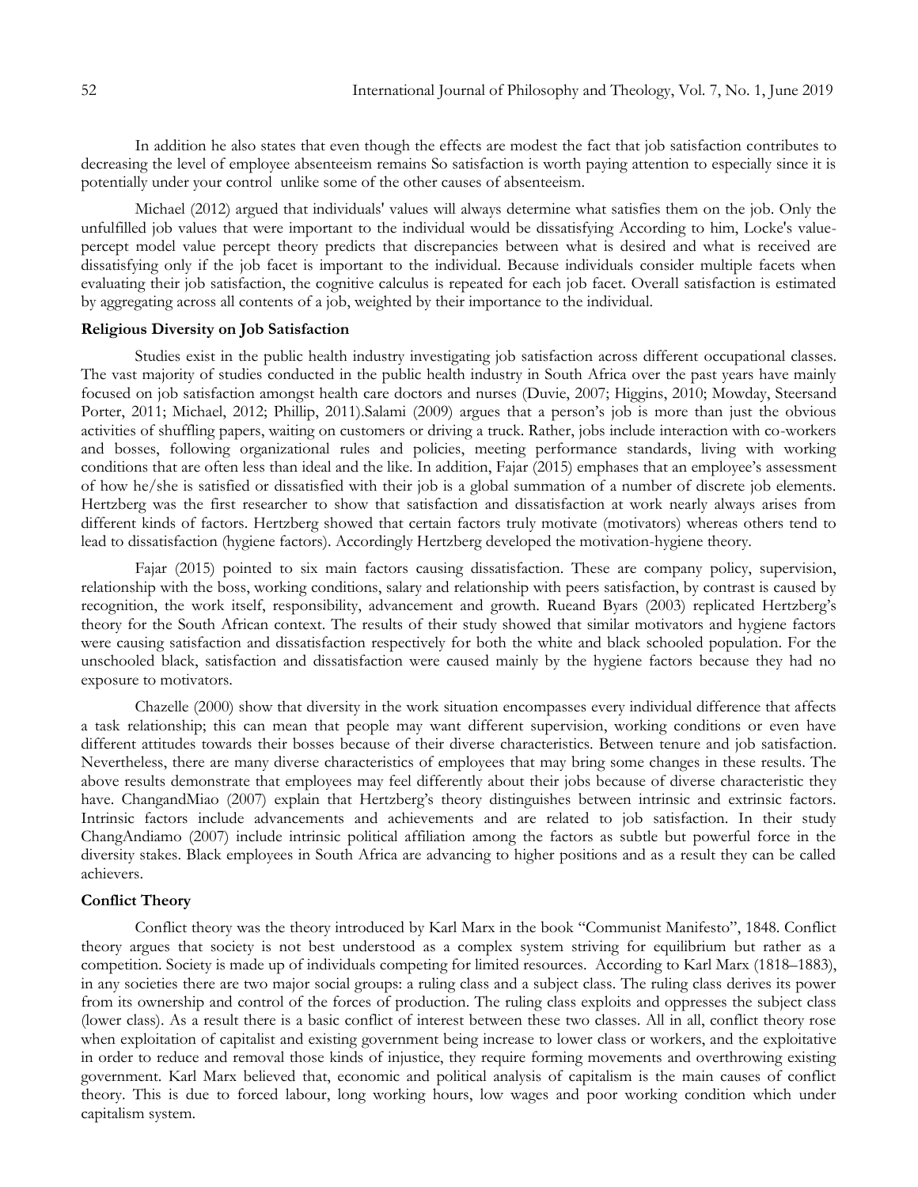In addition he also states that even though the effects are modest the fact that job satisfaction contributes to decreasing the level of employee absenteeism remains So satisfaction is worth paying attention to especially since it is potentially under your control unlike some of the other causes of absenteeism.

Michael (2012) argued that individuals' values will always determine what satisfies them on the job. Only the unfulfilled job values that were important to the individual would be dissatisfying According to him, Locke's value-percept model value percept theory predicts that discrepancies between what is desired and what is received are dissatisfying only if the job facet is important to the individual. Because individuals consider multiple facets when evaluating their job satisfaction, the cognitive calculus is repeated for each job facet. Overall satisfaction is estimated by aggregating across all contents of a job, weighted by their importance to the individual.

**Religious Diversity on Job Satisfaction**

Studies exist in the public health industry investigating job satisfaction across different occupational classes. The vast majority of studies conducted in the public health industry in South Africa over the past years have mainly focused on job satisfaction amongst health care doctors and nurses (Duvie, 2007; Higgins, 2010; Mowday, Steersand Porter, 2011; Michael, 2012; Phillip, 2011).Salami (2009) argues that a person's job is more than just the obvious activities of shuffling papers, waiting on customers or driving a truck. Rather, jobs include interaction with co-workers and bosses, following organizational rules and policies, meeting performance standards, living with working conditions that are often less than ideal and the like. In addition, Fajar (2015) emphases that an employee's assessment of how he/she is satisfied or dissatisfied with their job is a global summation of a number of discrete job elements. Hertzberg was the first researcher to show that satisfaction and dissatisfaction at work nearly always arises from different kinds of factors. Hertzberg showed that certain factors truly motivate (motivators) whereas others tend to lead to dissatisfaction (hygiene factors). Accordingly Hertzberg developed the motivation-hygiene theory.

Fajar (2015) pointed to six main factors causing dissatisfaction. These are company policy, supervision, relationship with the boss, working conditions, salary and relationship with peers satisfaction, by contrast is caused by recognition, the work itself, responsibility, advancement and growth. Rueand Byars (2003) replicated Hertzberg's theory for the South African context. The results of their study showed that similar motivators and hygiene factors were causing satisfaction and dissatisfaction respectively for both the white and black schooled population. For the unschooled black, satisfaction and dissatisfaction were caused mainly by the hygiene factors because they had no exposure to motivators.

Chazelle (2000) show that diversity in the work situation encompasses every individual difference that affects a task relationship; this can mean that people may want different supervision, working conditions or even have different attitudes towards their bosses because of their diverse characteristics. Between tenure and job satisfaction. Nevertheless, there are many diverse characteristics of employees that may bring some changes in these results. The above results demonstrate that employees may feel differently about their jobs because of diverse characteristic they have. ChangandMiao (2007) explain that Hertzberg's theory distinguishes between intrinsic and extrinsic factors. Intrinsic factors include advancements and achievements and are related to job satisfaction. In their study ChangAndiamo (2007) include intrinsic political affiliation among the factors as subtle but powerful force in the diversity stakes. Black employees in South Africa are advancing to higher positions and as a result they can be called achievers.

**Conflict Theory**

Conflict theory was the theory introduced by Karl Marx in the book "Communist Manifesto", 1848. Conflict theory argues that society is not best understood as a complex system striving for equilibrium but rather as a competition. Society is made up of individuals competing for limited resources. According to Karl Marx (1818–1883), in any societies there are two major social groups: a ruling class and a subject class. The ruling class derives its power from its ownership and control of the forces of production. The ruling class exploits and oppresses the subject class (lower class). As a result there is a basic conflict of interest between these two classes. All in all, conflict theory rose when exploitation of capitalist and existing government being increase to lower class or workers, and the exploitative in order to reduce and removal those kinds of injustice, they require forming movements and overthrowing existing government. Karl Marx believed that, economic and political analysis of capitalism is the main causes of conflict theory. This is due to forced labour, long working hours, low wages and poor working condition which under capitalism system.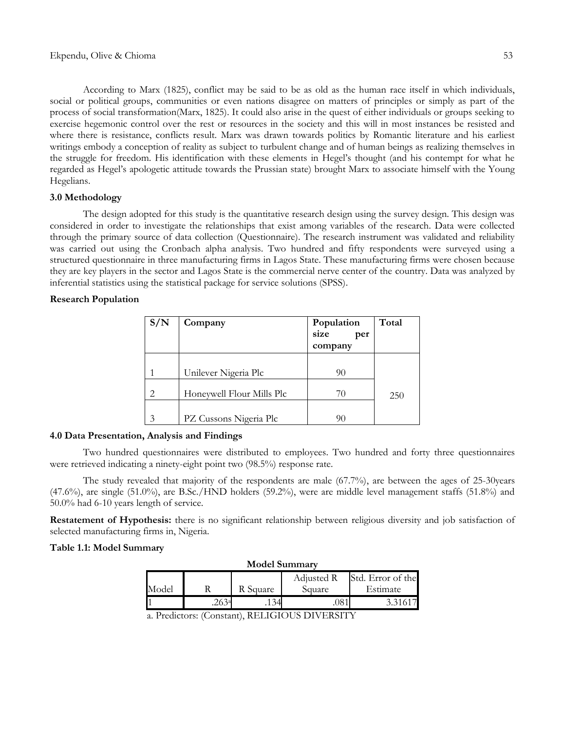According to Marx (1825), conflict may be said to be as old as the human race itself in which individuals, social or political groups, communities or even nations disagree on matters of principles or simply as part of the process of social transformation(Marx, 1825). It could also arise in the quest of either individuals or groups seeking to exercise hegemonic control over the rest or resources in the society and this will in most instances be resisted and where there is resistance, conflicts result. Marx was drawn towards politics by Romantic literature and his earliest writings embody a conception of reality as subject to turbulent change and of human beings as realizing themselves in the struggle for freedom. His identification with these elements in Hegel's thought (and his contempt for what he regarded as Hegel's apologetic attitude towards the Prussian state) brought Marx to associate himself with the Young Hegelians.

### 3.0 Methodology

The design adopted for this study is the quantitative research design using the survey design. This design was considered in order to investigate the relationships that exist among variables of the research. Data were collected through the primary source of data collection (Questionnaire). The research instrument was validated and reliability was carried out using the Cronbach alpha analysis. Two hundred and fifty respondents were surveyed using a structured questionnaire in three manufacturing firms in Lagos State. These manufacturing firms were chosen because they are key players in the sector and Lagos State is the commercial nerve center of the country. Data was analyzed by inferential statistics using the statistical package for service solutions (SPSS).

**Research Population**

| S/N | Company | Population size per company | Total |
|---|---|---|---|
| 1 | Unilever Nigeria Plc | 90 | |
| 2 | Honeywell Flour Mills Plc | 70 | 250 |
| 3 | PZ Cussons Nigeria Plc | 90 | |

### 4.0 Data Presentation, Analysis and Findings

Two hundred questionnaires were distributed to employees. Two hundred and forty three questionnaires were retrieved indicating a ninety-eight point two (98.5%) response rate.

The study revealed that majority of the respondents are male (67.7%), are between the ages of 25-30years (47.6%), are single (51.0%), are B.Sc./HND holders (59.2%), were are middle level management staffs (51.8%) and 50.0% had 6-10 years length of service.

**Restatement of Hypothesis:** there is no significant relationship between religious diversity and job satisfaction of selected manufacturing firms in, Nigeria.

**Table 1.1: Model Summary**

**Model Summary**

| Model | R | R Square | Adjusted R Square | Std. Error of the Estimate |
|---|---|---|---|---|
| 1 | .263[a] | .134 | .081 | 3.31617 |

a. Predictors: (Constant), RELIGIOUS DIVERSITY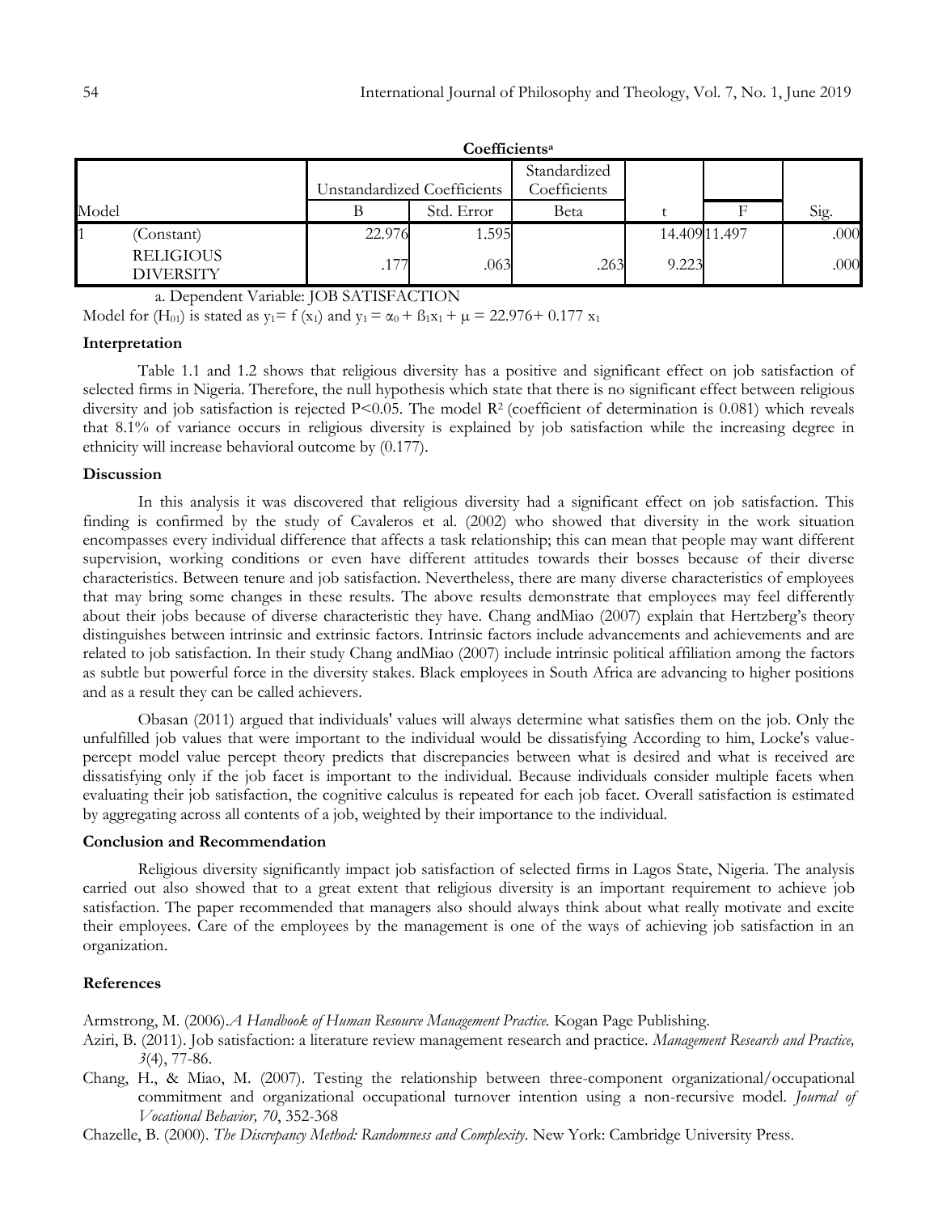**Coefficients**[a]

| Model | | Unstandardized Coefficients | | Standardized Coefficients | | | |
|---|---|---|---|---|---|---|---|
| | | B | Std. Error | Beta | t | F | Sig. |
| 1 | (Constant) | 22.976 | 1.595 | | 14.409 | 11.497 | .000 |
| | RELIGIOUS DIVERSITY | .177 | .063 | .263 | 9.223 | | .000 |

a. Dependent Variable: JOB SATISFACTION

Model for ($H_{01}$) is stated as $y_1 = f(x_1)$ and $y_1 = \alpha_0 + \beta_1 x_1 + \mu = 22.976 + 0.177\ x_1$

### Interpretation

Table 1.1 and 1.2 shows that religious diversity has a positive and significant effect on job satisfaction of selected firms in Nigeria. Therefore, the null hypothesis which state that there is no significant effect between religious diversity and job satisfaction is rejected $P<0.05$. The model $R^2$ (coefficient of determination is 0.081) which reveals that 8.1% of variance occurs in religious diversity is explained by job satisfaction while the increasing degree in ethnicity will increase behavioral outcome by (0.177).

### Discussion

In this analysis it was discovered that religious diversity had a significant effect on job satisfaction. This finding is confirmed by the study of Cavaleros et al. (2002) who showed that diversity in the work situation encompasses every individual difference that affects a task relationship; this can mean that people may want different supervision, working conditions or even have different attitudes towards their bosses because of their diverse characteristics. Between tenure and job satisfaction. Nevertheless, there are many diverse characteristics of employees that may bring some changes in these results. The above results demonstrate that employees may feel differently about their jobs because of diverse characteristic they have. Chang andMiao (2007) explain that Hertzberg's theory distinguishes between intrinsic and extrinsic factors. Intrinsic factors include advancements and achievements and are related to job satisfaction. In their study Chang andMiao (2007) include intrinsic political affiliation among the factors as subtle but powerful force in the diversity stakes. Black employees in South Africa are advancing to higher positions and as a result they can be called achievers.

Obasan (2011) argued that individuals' values will always determine what satisfies them on the job. Only the unfulfilled job values that were important to the individual would be dissatisfying According to him, Locke's value-percept model value percept theory predicts that discrepancies between what is desired and what is received are dissatisfying only if the job facet is important to the individual. Because individuals consider multiple facets when evaluating their job satisfaction, the cognitive calculus is repeated for each job facet. Overall satisfaction is estimated by aggregating across all contents of a job, weighted by their importance to the individual.

### Conclusion and Recommendation

Religious diversity significantly impact job satisfaction of selected firms in Lagos State, Nigeria. The analysis carried out also showed that to a great extent that religious diversity is an important requirement to achieve job satisfaction. The paper recommended that managers also should always think about what really motivate and excite their employees. Care of the employees by the management is one of the ways of achieving job satisfaction in an organization.

### References

Armstrong, M. (2006).*A Handbook of Human Resource Management Practice.* Kogan Page Publishing.

Aziri, B. (2011). Job satisfaction: a literature review management research and practice. *Management Research and Practice, 3*(4), 77-86.

Chang, H., & Miao, M. (2007). Testing the relationship between three-component organizational/occupational commitment and organizational occupational turnover intention using a non-recursive model. *Journal of Vocational Behavior, 70*, 352-368

Chazelle, B. (2000). *The Discrepancy Method: Randomness and Complexity*. New York: Cambridge University Press.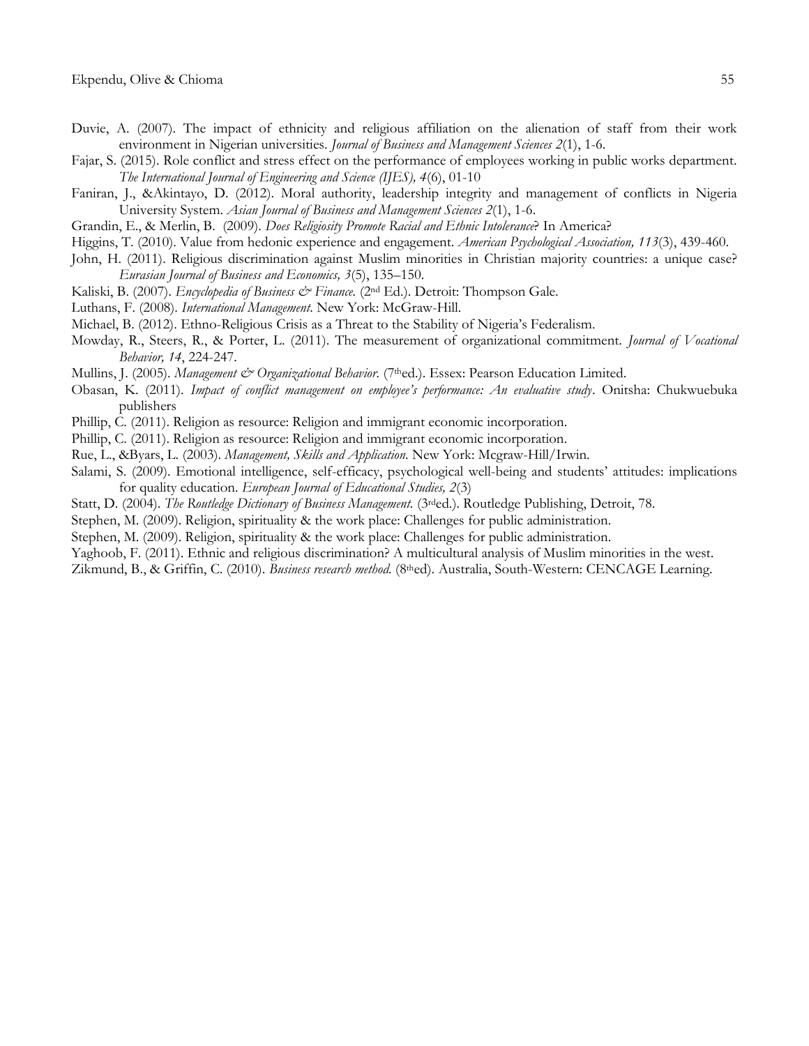Duvie, A. (2007). The impact of ethnicity and religious affiliation on the alienation of staff from their work environment in Nigerian universities. *Journal of Business and Management Sciences 2*(1), 1-6.

Fajar, S. (2015). Role conflict and stress effect on the performance of employees working in public works department. *The International Journal of Engineering and Science (IJES), 4*(6), 01-10

Faniran, J., &Akintayo, D. (2012). Moral authority, leadership integrity and management of conflicts in Nigeria University System. *Asian Journal of Business and Management Sciences 2*(1), 1-6.

Grandin, E., & Merlin, B. (2009). *Does Religiosity Promote Racial and Ethnic Intolerance*? In America?

Higgins, T. (2010). Value from hedonic experience and engagement. *American Psychological Association, 113*(3), 439-460.

John, H. (2011). Religious discrimination against Muslim minorities in Christian majority countries: a unique case? *Eurasian Journal of Business and Economics, 3*(5), 135–150.

Kaliski, B. (2007). *Encyclopedia of Business & Finance.* (2nd Ed.). Detroit: Thompson Gale.

Luthans, F. (2008). *International Management.* New York: McGraw-Hill.

Michael, B. (2012). Ethno-Religious Crisis as a Threat to the Stability of Nigeria's Federalism.

Mowday, R., Steers, R., & Porter, L. (2011). The measurement of organizational commitment. *Journal of Vocational Behavior, 14*, 224-247.

Mullins, J. (2005). *Management & Organizational Behavior.* (7thed.). Essex: Pearson Education Limited.

Obasan, K. (2011). *Impact of conflict management on employee's performance: An evaluative study*. Onitsha: Chukwuebuka publishers

Phillip, C. (2011). Religion as resource: Religion and immigrant economic incorporation.

Phillip, C. (2011). Religion as resource: Religion and immigrant economic incorporation.

Rue, L., &Byars, L. (2003). *Management, Skills and Application.* New York: Mcgraw-Hill/Irwin.

Salami, S. (2009). Emotional intelligence, self-efficacy, psychological well-being and students' attitudes: implications for quality education. *European Journal of Educational Studies, 2*(3)

Statt, D. (2004). *The Routledge Dictionary of Business Management.* (3rded.). Routledge Publishing, Detroit, 78.

Stephen, M. (2009). Religion, spirituality & the work place: Challenges for public administration.

Stephen, M. (2009). Religion, spirituality & the work place: Challenges for public administration.

Yaghoob, F. (2011). Ethnic and religious discrimination? A multicultural analysis of Muslim minorities in the west.

Zikmund, B., & Griffin, C. (2010). *Business research method.* (8thed). Australia, South-Western: CENCAGE Learning.